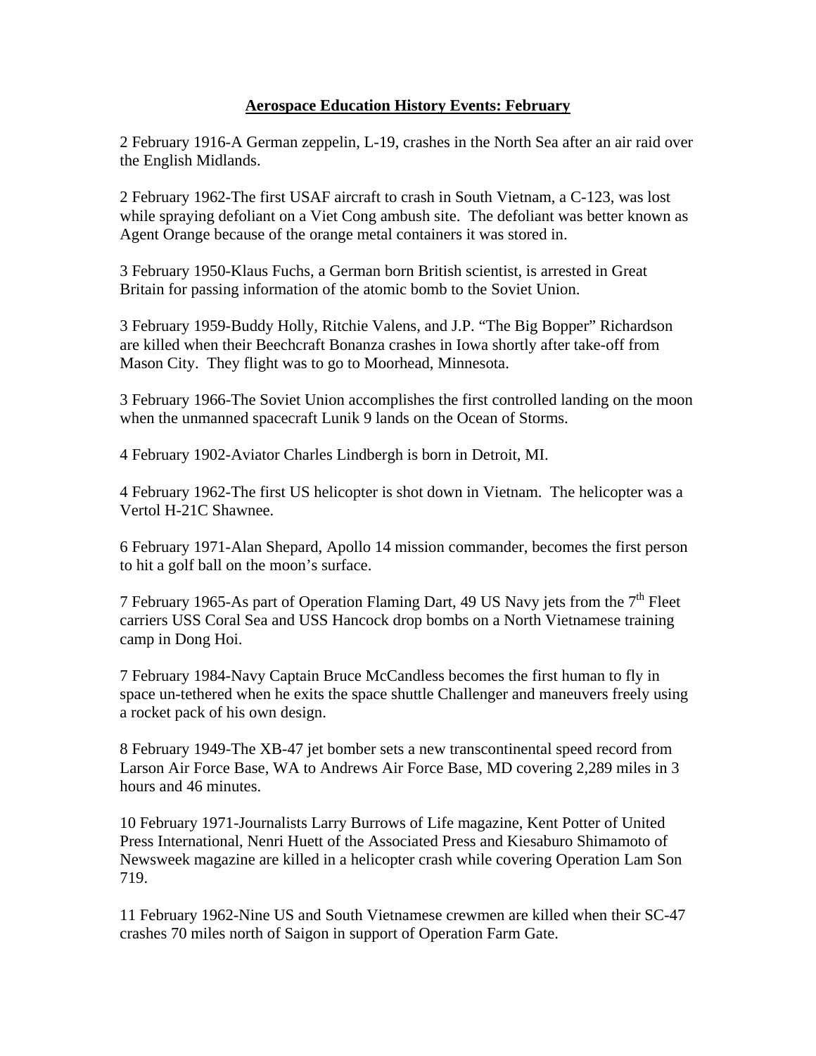**Aerospace Education History Events: February**

2 February 1916-A German zeppelin, L-19, crashes in the North Sea after an air raid over the English Midlands.

2 February 1962-The first USAF aircraft to crash in South Vietnam, a C-123, was lost while spraying defoliant on a Viet Cong ambush site. The defoliant was better known as Agent Orange because of the orange metal containers it was stored in.

3 February 1950-Klaus Fuchs, a German born British scientist, is arrested in Great Britain for passing information of the atomic bomb to the Soviet Union.

3 February 1959-Buddy Holly, Ritchie Valens, and J.P. "The Big Bopper" Richardson are killed when their Beechcraft Bonanza crashes in Iowa shortly after take-off from Mason City. They flight was to go to Moorhead, Minnesota.

3 February 1966-The Soviet Union accomplishes the first controlled landing on the moon when the unmanned spacecraft Lunik 9 lands on the Ocean of Storms.

4 February 1902-Aviator Charles Lindbergh is born in Detroit, MI.

4 February 1962-The first US helicopter is shot down in Vietnam. The helicopter was a Vertol H-21C Shawnee.

6 February 1971-Alan Shepard, Apollo 14 mission commander, becomes the first person to hit a golf ball on the moon's surface.

7 February 1965-As part of Operation Flaming Dart, 49 US Navy jets from the 7th Fleet carriers USS Coral Sea and USS Hancock drop bombs on a North Vietnamese training camp in Dong Hoi.

7 February 1984-Navy Captain Bruce McCandless becomes the first human to fly in space un-tethered when he exits the space shuttle Challenger and maneuvers freely using a rocket pack of his own design.

8 February 1949-The XB-47 jet bomber sets a new transcontinental speed record from Larson Air Force Base, WA to Andrews Air Force Base, MD covering 2,289 miles in 3 hours and 46 minutes.

10 February 1971-Journalists Larry Burrows of Life magazine, Kent Potter of United Press International, Nenri Huett of the Associated Press and Kiesaburo Shimamoto of Newsweek magazine are killed in a helicopter crash while covering Operation Lam Son 719.

11 February 1962-Nine US and South Vietnamese crewmen are killed when their SC-47 crashes 70 miles north of Saigon in support of Operation Farm Gate.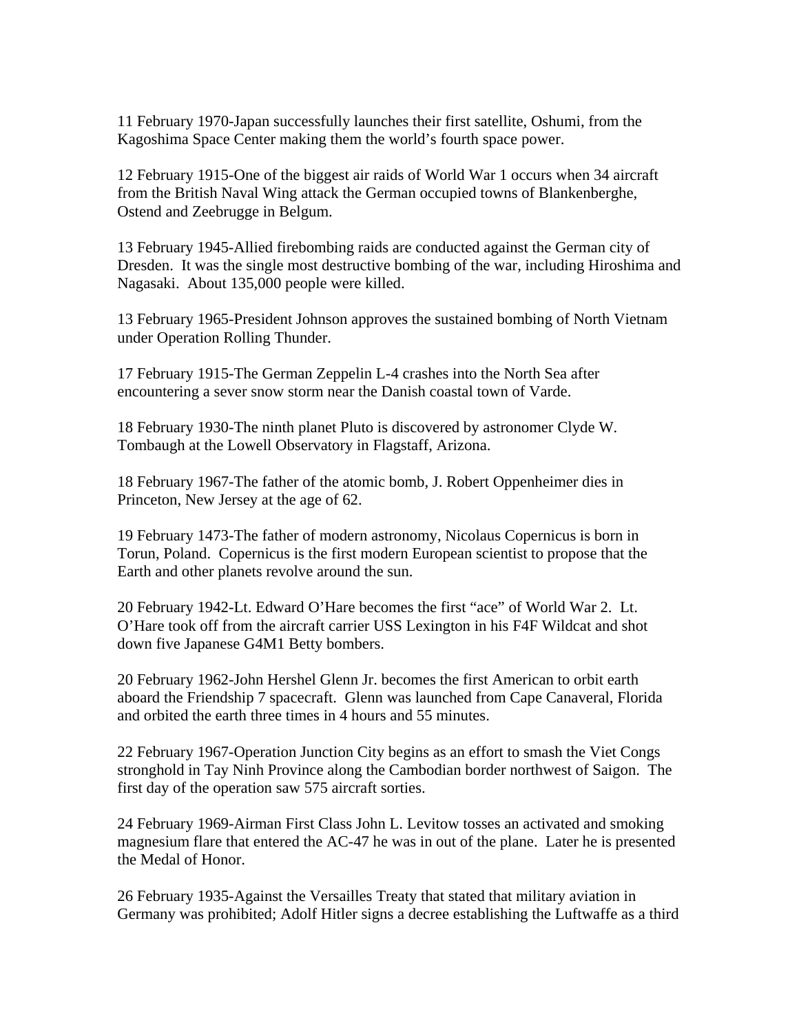11 February 1970-Japan successfully launches their first satellite, Oshumi, from the Kagoshima Space Center making them the world's fourth space power.

12 February 1915-One of the biggest air raids of World War 1 occurs when 34 aircraft from the British Naval Wing attack the German occupied towns of Blankenberghe, Ostend and Zeebrugge in Belgum.

13 February 1945-Allied firebombing raids are conducted against the German city of Dresden. It was the single most destructive bombing of the war, including Hiroshima and Nagasaki. About 135,000 people were killed.

13 February 1965-President Johnson approves the sustained bombing of North Vietnam under Operation Rolling Thunder.

17 February 1915-The German Zeppelin L-4 crashes into the North Sea after encountering a sever snow storm near the Danish coastal town of Varde.

18 February 1930-The ninth planet Pluto is discovered by astronomer Clyde W. Tombaugh at the Lowell Observatory in Flagstaff, Arizona.

18 February 1967-The father of the atomic bomb, J. Robert Oppenheimer dies in Princeton, New Jersey at the age of 62.

19 February 1473-The father of modern astronomy, Nicolaus Copernicus is born in Torun, Poland. Copernicus is the first modern European scientist to propose that the Earth and other planets revolve around the sun.

20 February 1942-Lt. Edward O'Hare becomes the first "ace" of World War 2. Lt. O'Hare took off from the aircraft carrier USS Lexington in his F4F Wildcat and shot down five Japanese G4M1 Betty bombers.

20 February 1962-John Hershel Glenn Jr. becomes the first American to orbit earth aboard the Friendship 7 spacecraft. Glenn was launched from Cape Canaveral, Florida and orbited the earth three times in 4 hours and 55 minutes.

22 February 1967-Operation Junction City begins as an effort to smash the Viet Congs stronghold in Tay Ninh Province along the Cambodian border northwest of Saigon. The first day of the operation saw 575 aircraft sorties.

24 February 1969-Airman First Class John L. Levitow tosses an activated and smoking magnesium flare that entered the AC-47 he was in out of the plane. Later he is presented the Medal of Honor.

26 February 1935-Against the Versailles Treaty that stated that military aviation in Germany was prohibited; Adolf Hitler signs a decree establishing the Luftwaffe as a third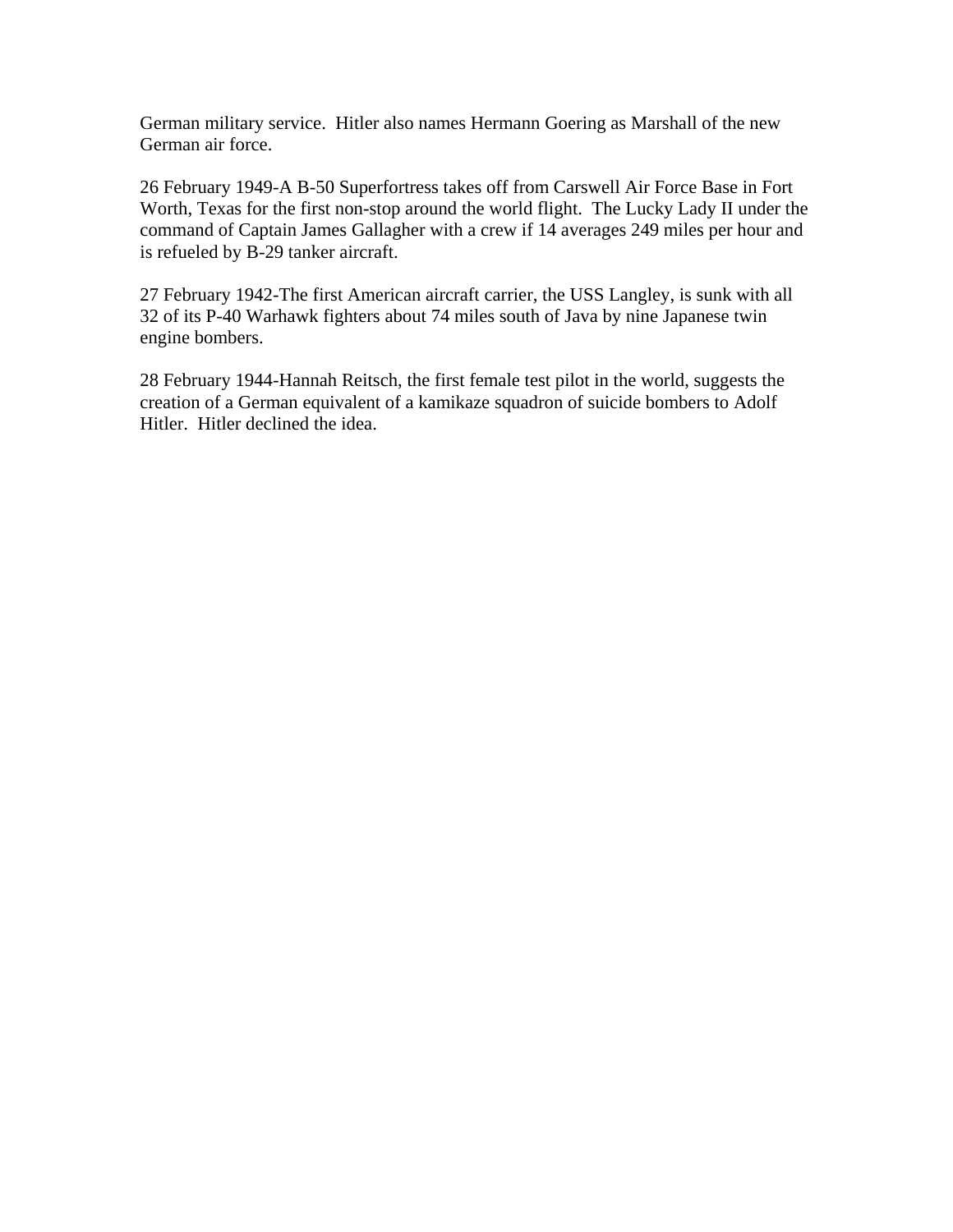German military service. Hitler also names Hermann Goering as Marshall of the new German air force.

26 February 1949-A B-50 Superfortress takes off from Carswell Air Force Base in Fort Worth, Texas for the first non-stop around the world flight. The Lucky Lady II under the command of Captain James Gallagher with a crew if 14 averages 249 miles per hour and is refueled by B-29 tanker aircraft.

27 February 1942-The first American aircraft carrier, the USS Langley, is sunk with all 32 of its P-40 Warhawk fighters about 74 miles south of Java by nine Japanese twin engine bombers.

28 February 1944-Hannah Reitsch, the first female test pilot in the world, suggests the creation of a German equivalent of a kamikaze squadron of suicide bombers to Adolf Hitler. Hitler declined the idea.